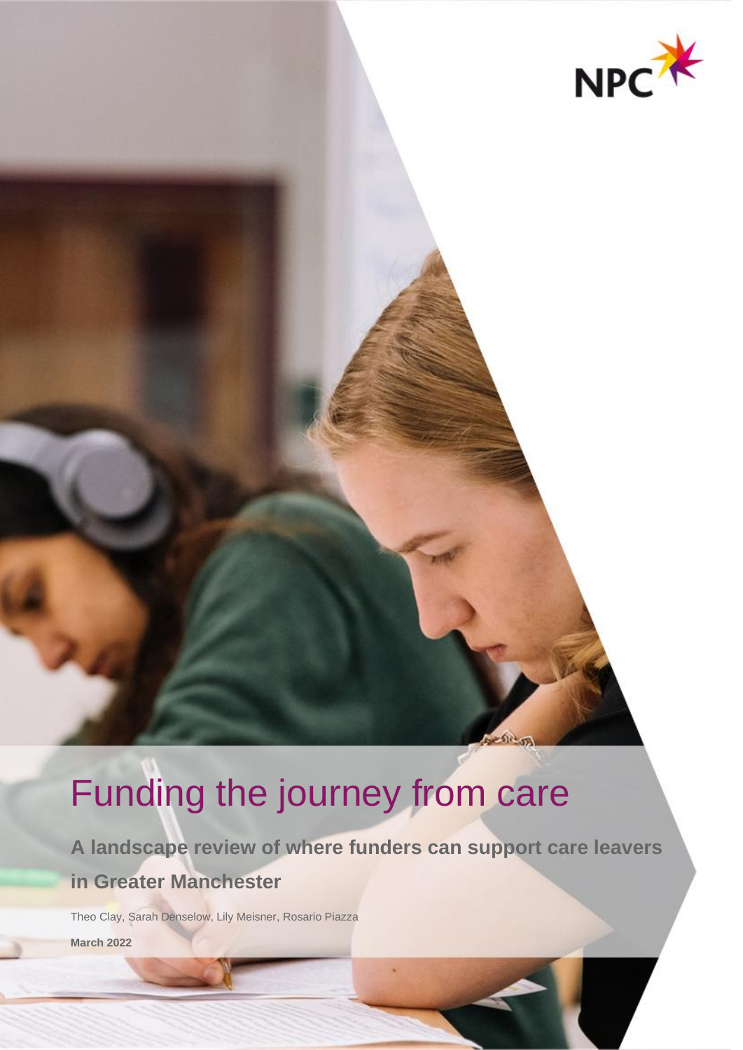NPC

# Funding the journey from care

**A landscape review of where funders can support care leavers in Greater Manchester**

Theo Clay, Sarah Denselow, Lily Meisner, Rosario Piazza

**March 2022**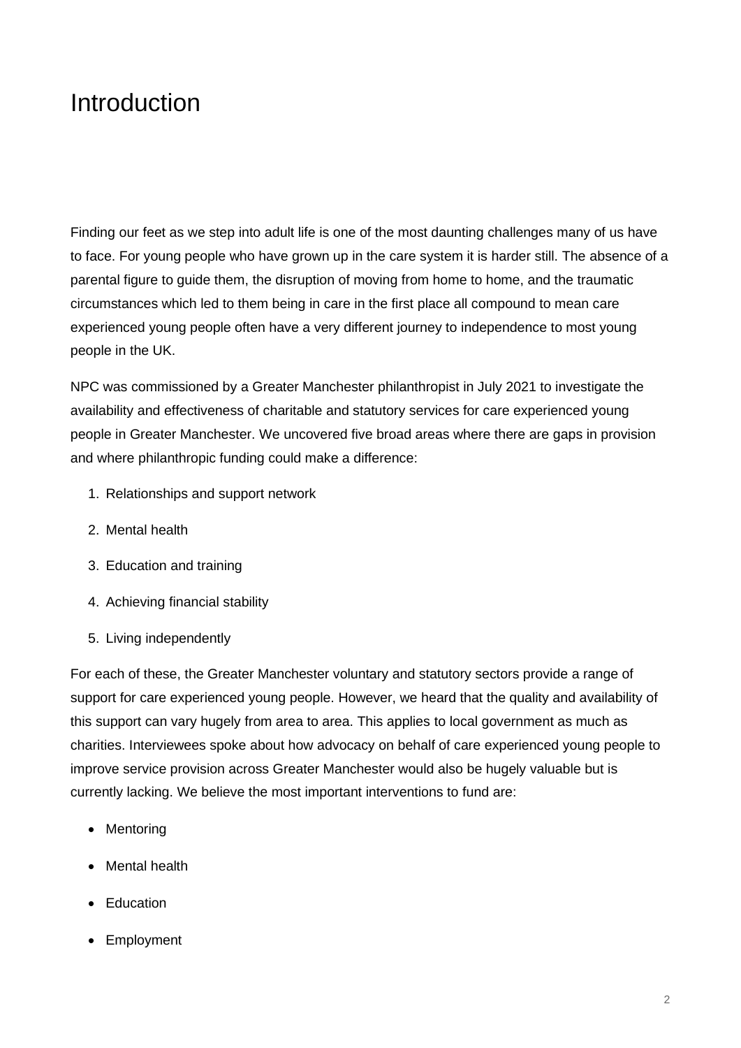# Introduction

Finding our feet as we step into adult life is one of the most daunting challenges many of us have to face. For young people who have grown up in the care system it is harder still. The absence of a parental figure to guide them, the disruption of moving from home to home, and the traumatic circumstances which led to them being in care in the first place all compound to mean care experienced young people often have a very different journey to independence to most young people in the UK.

NPC was commissioned by a Greater Manchester philanthropist in July 2021 to investigate the availability and effectiveness of charitable and statutory services for care experienced young people in Greater Manchester. We uncovered five broad areas where there are gaps in provision and where philanthropic funding could make a difference:

1. Relationships and support network
2. Mental health
3. Education and training
4. Achieving financial stability
5. Living independently

For each of these, the Greater Manchester voluntary and statutory sectors provide a range of support for care experienced young people. However, we heard that the quality and availability of this support can vary hugely from area to area. This applies to local government as much as charities. Interviewees spoke about how advocacy on behalf of care experienced young people to improve service provision across Greater Manchester would also be hugely valuable but is currently lacking. We believe the most important interventions to fund are:

- Mentoring
- Mental health
- Education
- Employment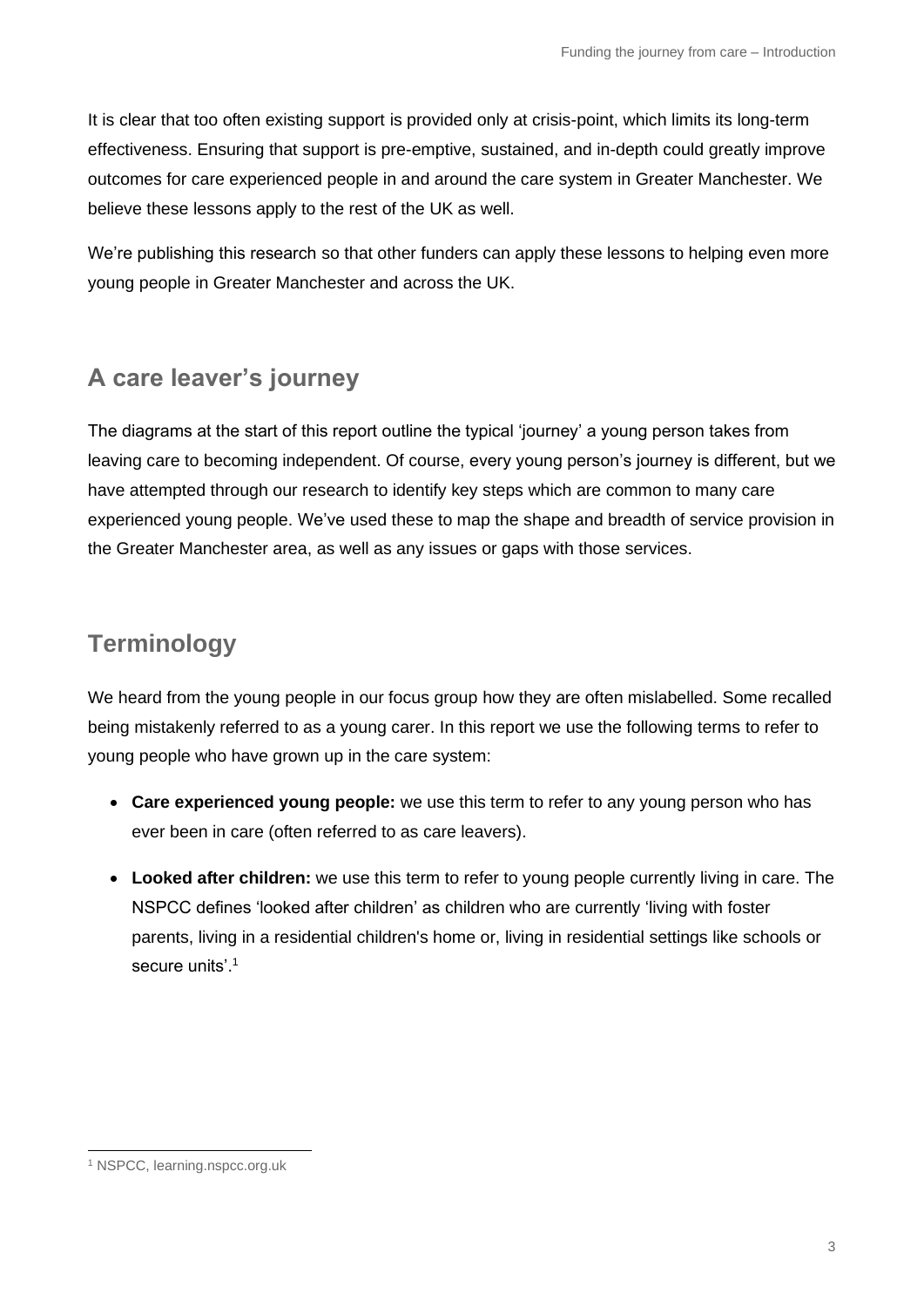It is clear that too often existing support is provided only at crisis-point, which limits its long-term effectiveness. Ensuring that support is pre-emptive, sustained, and in-depth could greatly improve outcomes for care experienced people in and around the care system in Greater Manchester. We believe these lessons apply to the rest of the UK as well.

We're publishing this research so that other funders can apply these lessons to helping even more young people in Greater Manchester and across the UK.

## A care leaver's journey

The diagrams at the start of this report outline the typical 'journey' a young person takes from leaving care to becoming independent. Of course, every young person's journey is different, but we have attempted through our research to identify key steps which are common to many care experienced young people. We've used these to map the shape and breadth of service provision in the Greater Manchester area, as well as any issues or gaps with those services.

## Terminology

We heard from the young people in our focus group how they are often mislabelled. Some recalled being mistakenly referred to as a young carer. In this report we use the following terms to refer to young people who have grown up in the care system:

- **Care experienced young people:** we use this term to refer to any young person who has ever been in care (often referred to as care leavers).
- **Looked after children:** we use this term to refer to young people currently living in care. The NSPCC defines 'looked after children' as children who are currently 'living with foster parents, living in a residential children's home or, living in residential settings like schools or secure units'.[1]

[1] NSPCC, learning.nspcc.org.uk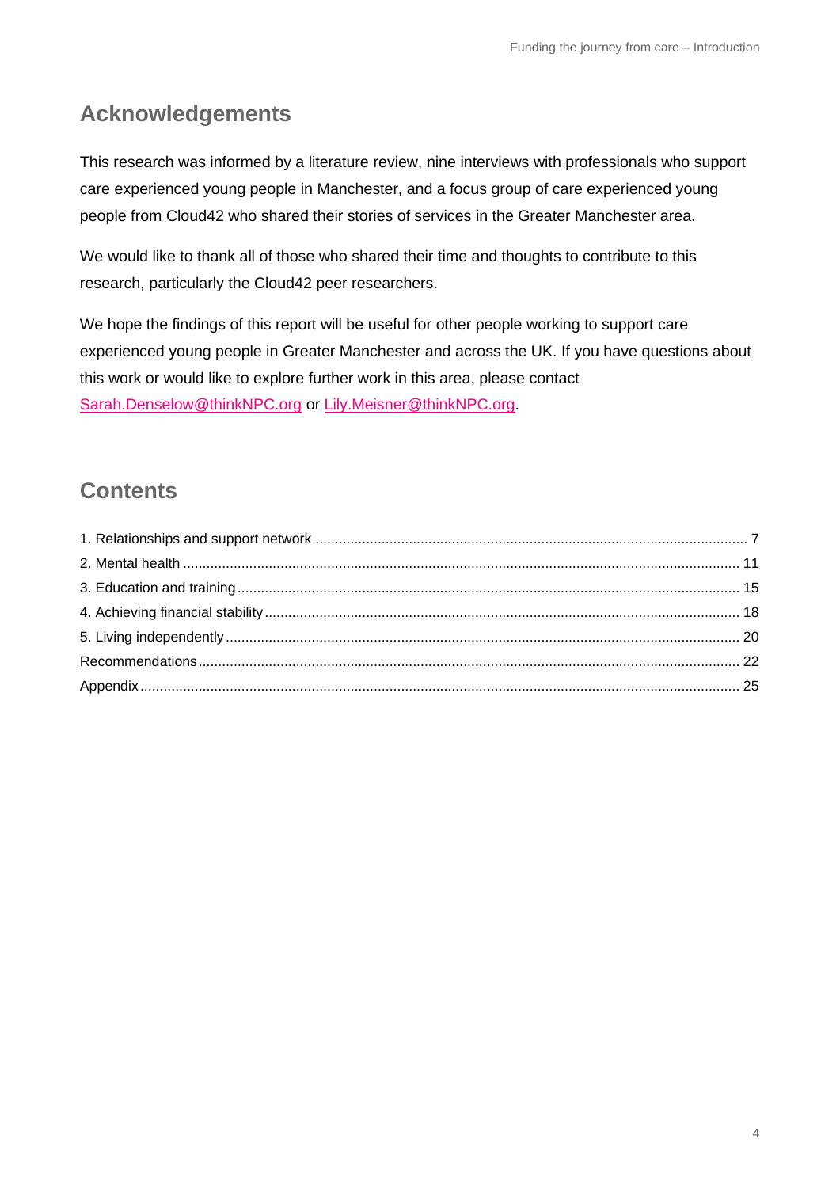## Acknowledgements

This research was informed by a literature review, nine interviews with professionals who support care experienced young people in Manchester, and a focus group of care experienced young people from Cloud42 who shared their stories of services in the Greater Manchester area.

We would like to thank all of those who shared their time and thoughts to contribute to this research, particularly the Cloud42 peer researchers.

We hope the findings of this report will be useful for other people working to support care experienced young people in Greater Manchester and across the UK. If you have questions about this work or would like to explore further work in this area, please contact Sarah.Denselow@thinkNPC.org or Lily.Meisner@thinkNPC.org.

## Contents

1. Relationships and support network ..... 7
2. Mental health ..... 11
3. Education and training ..... 15
4. Achieving financial stability ..... 18
5. Living independently ..... 20

Recommendations ..... 22

Appendix ..... 25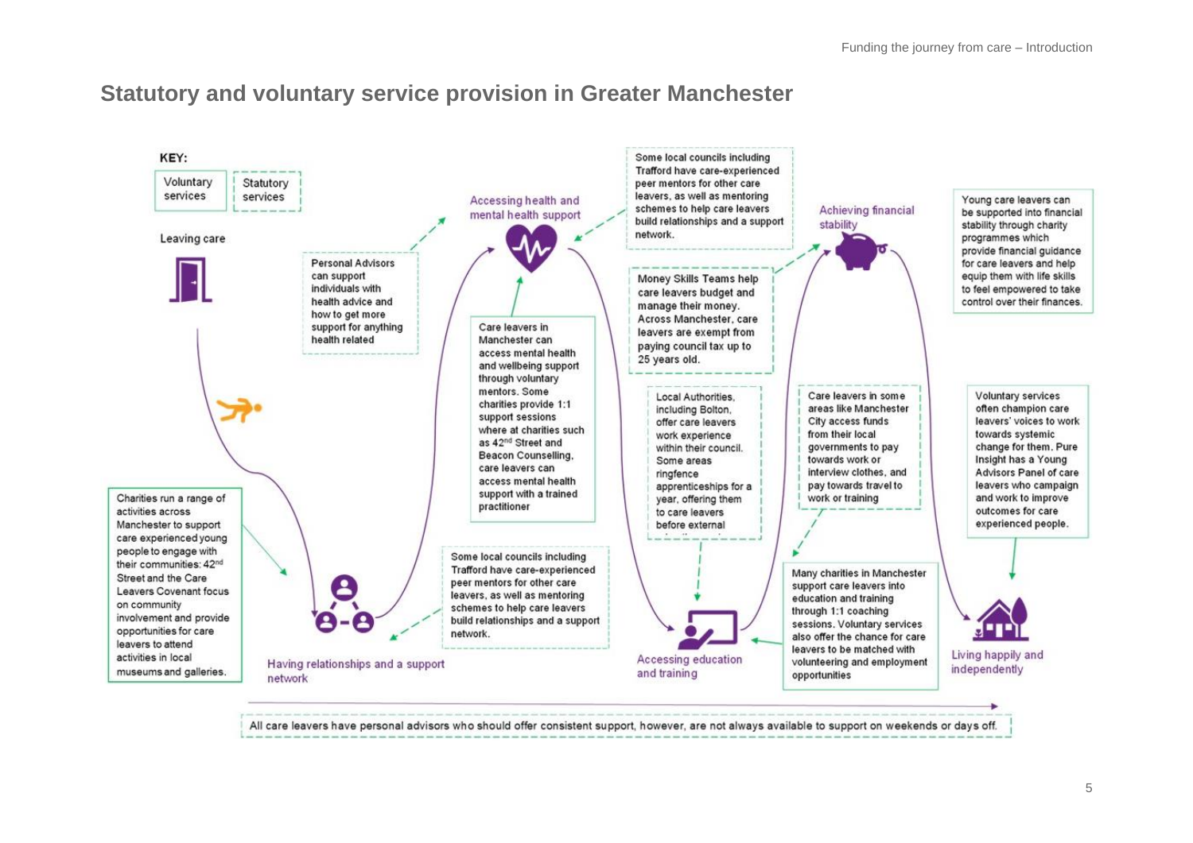## Statutory and voluntary service provision in Greater Manchester

KEY:

- Voluntary services
- Statutory services

**Leaving care**

Personal Advisors can support individuals with health advice and how to get more support for anything health related

Charities run a range of activities across Manchester to support care experienced young people to engage with their communities: 42nd Street and the Care Leavers Covenant focus on community involvement and provide opportunities for care leavers to attend activities in local museums and galleries.

**Having relationships and a support network**

Some local councils including Trafford have care-experienced peer mentors for other care leavers, as well as mentoring schemes to help care leavers build relationships and a support network.

**Accessing health and mental health support**

Care leavers in Manchester can access mental health and wellbeing support through voluntary mentors. Some charities provide 1:1 support sessions where at charities such as 42nd Street and Beacon Counselling, care leavers can access mental health support with a trained practitioner

Some local councils including Trafford have care-experienced peer mentors for other care leavers, as well as mentoring schemes to help care leavers build relationships and a support network.

**Accessing education and training**

Local Authorities, including Bolton, offer care leavers work experience within their council. Some areas ringfence apprenticeships for a year, offering them to care leavers before external ...

Money Skills Teams help care leavers budget and manage their money. Across Manchester, care leavers are exempt from paying council tax up to 25 years old.

**Achieving financial stability**

Care leavers in some areas like Manchester City access funds from their local governments to pay towards work or interview clothes, and pay towards travel to work or training

Many charities in Manchester support care leavers into education and training through 1:1 coaching sessions. Voluntary services also offer the chance for care leavers to be matched with volunteering and employment opportunities

Young care leavers can be supported into financial stability through charity programmes which provide financial guidance for care leavers and help equip them with life skills to feel empowered to take control over their finances.

**Living happily and independently**

Voluntary services often champion care leavers' voices to work towards systemic change for them. Pure Insight has a Young Advisors Panel of care leavers who campaign and work to improve outcomes for care experienced people.

All care leavers have personal advisors who should offer consistent support, however, are not always available to support on weekends or days off.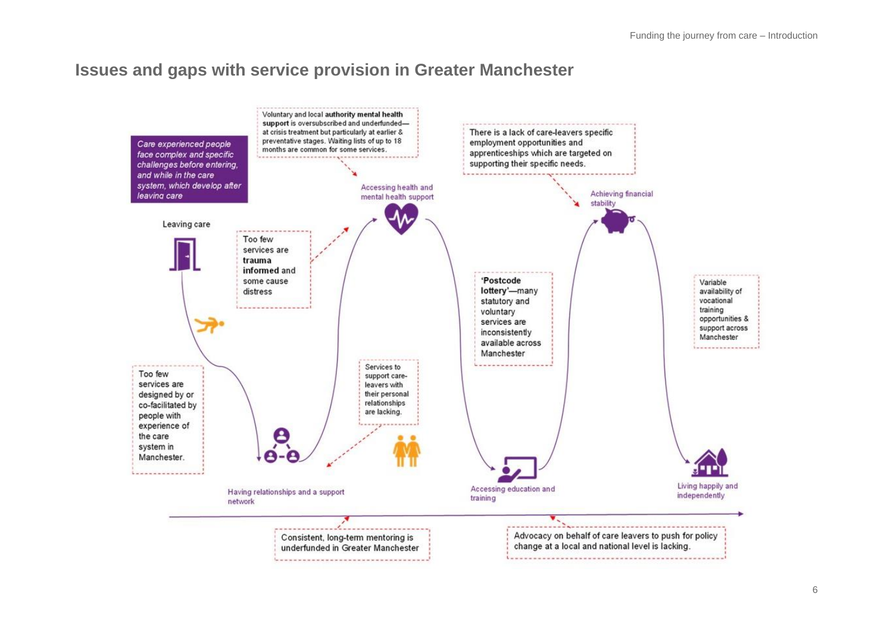## Issues and gaps with service provision in Greater Manchester

*Care experienced people face complex and specific challenges before entering, and while in the care system, which develop after leaving care*

Leaving care

Too few services are designed by or co-facilitated by people with experience of the care system in Manchester.

Having relationships and a support network

Too few services are **trauma informed** and some cause distress

Services to support care-leavers with their personal relationships are lacking.

Voluntary and local **authority mental health support** is oversubscribed and underfunded—at crisis treatment but particularly at earlier & preventative stages. Waiting lists of up to 18 months are common for some services.

Accessing health and mental health support

**'Postcode lottery'**—many statutory and voluntary services are inconsistently available across Manchester

Accessing education and training

There is a lack of care-leavers specific employment opportunities and apprenticeships which are targeted on supporting their specific needs.

Achieving financial stability

Variable availability of vocational training opportunities & support across Manchester

Living happily and independently

Consistent, long-term mentoring is underfunded in Greater Manchester

Advocacy on behalf of care leavers to push for policy change at a local and national level is lacking.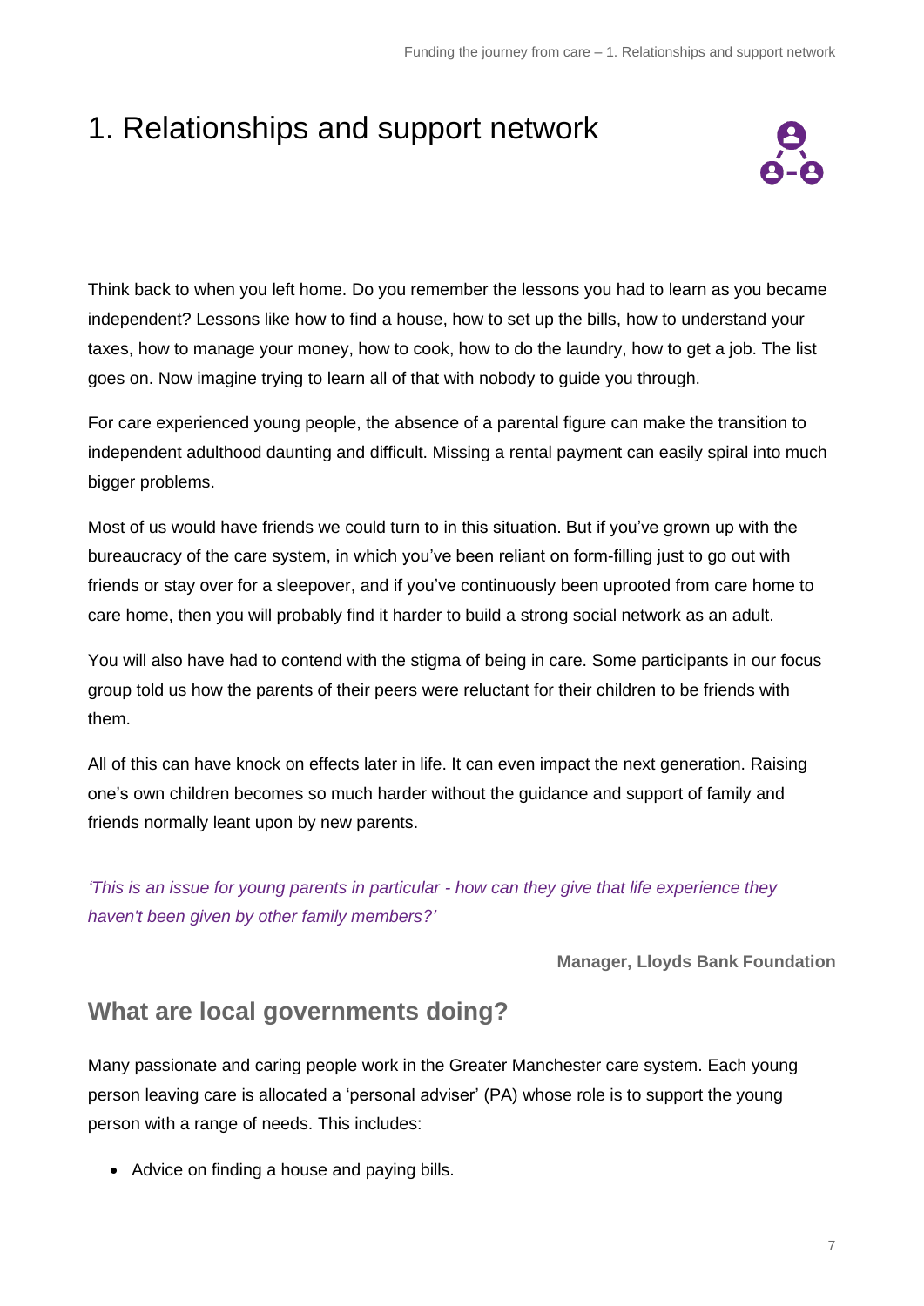# 1. Relationships and support network

Think back to when you left home. Do you remember the lessons you had to learn as you became independent? Lessons like how to find a house, how to set up the bills, how to understand your taxes, how to manage your money, how to cook, how to do the laundry, how to get a job. The list goes on. Now imagine trying to learn all of that with nobody to guide you through.

For care experienced young people, the absence of a parental figure can make the transition to independent adulthood daunting and difficult. Missing a rental payment can easily spiral into much bigger problems.

Most of us would have friends we could turn to in this situation. But if you've grown up with the bureaucracy of the care system, in which you've been reliant on form-filling just to go out with friends or stay over for a sleepover, and if you've continuously been uprooted from care home to care home, then you will probably find it harder to build a strong social network as an adult.

You will also have had to contend with the stigma of being in care. Some participants in our focus group told us how the parents of their peers were reluctant for their children to be friends with them.

All of this can have knock on effects later in life. It can even impact the next generation. Raising one's own children becomes so much harder without the guidance and support of family and friends normally leant upon by new parents.

*'This is an issue for young parents in particular - how can they give that life experience they haven't been given by other family members?'*

**Manager, Lloyds Bank Foundation**

## What are local governments doing?

Many passionate and caring people work in the Greater Manchester care system. Each young person leaving care is allocated a 'personal adviser' (PA) whose role is to support the young person with a range of needs. This includes:

- Advice on finding a house and paying bills.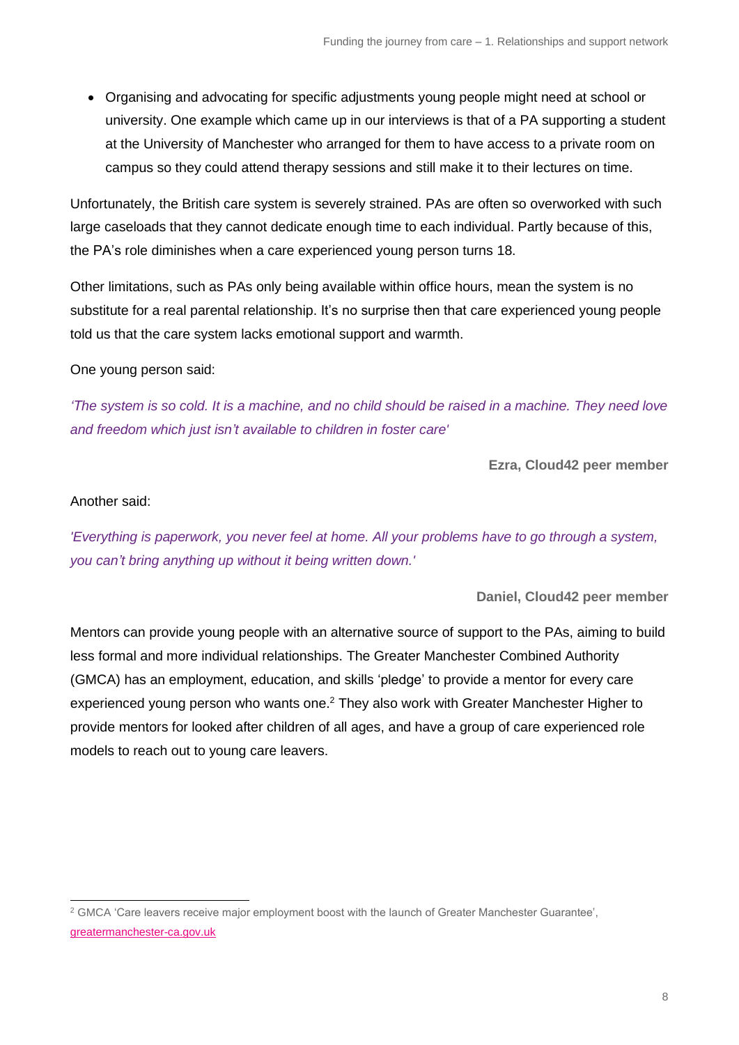- Organising and advocating for specific adjustments young people might need at school or university. One example which came up in our interviews is that of a PA supporting a student at the University of Manchester who arranged for them to have access to a private room on campus so they could attend therapy sessions and still make it to their lectures on time.

Unfortunately, the British care system is severely strained. PAs are often so overworked with such large caseloads that they cannot dedicate enough time to each individual. Partly because of this, the PA's role diminishes when a care experienced young person turns 18.

Other limitations, such as PAs only being available within office hours, mean the system is no substitute for a real parental relationship. It's no surprise then that care experienced young people told us that the care system lacks emotional support and warmth.

One young person said:

*'The system is so cold. It is a machine, and no child should be raised in a machine. They need love and freedom which just isn't available to children in foster care'*

**Ezra, Cloud42 peer member**

Another said:

*'Everything is paperwork, you never feel at home. All your problems have to go through a system, you can't bring anything up without it being written down.'*

**Daniel, Cloud42 peer member**

Mentors can provide young people with an alternative source of support to the PAs, aiming to build less formal and more individual relationships. The Greater Manchester Combined Authority (GMCA) has an employment, education, and skills 'pledge' to provide a mentor for every care experienced young person who wants one.[2] They also work with Greater Manchester Higher to provide mentors for looked after children of all ages, and have a group of care experienced role models to reach out to young care leavers.

---

[2] GMCA 'Care leavers receive major employment boost with the launch of Greater Manchester Guarantee', greatermanchester-ca.gov.uk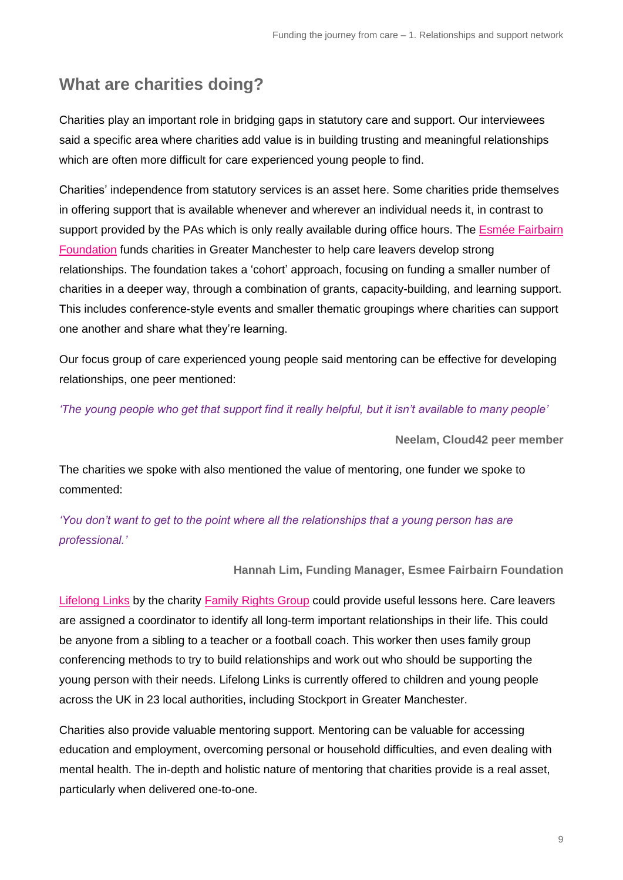## What are charities doing?

Charities play an important role in bridging gaps in statutory care and support. Our interviewees said a specific area where charities add value is in building trusting and meaningful relationships which are often more difficult for care experienced young people to find.

Charities' independence from statutory services is an asset here. Some charities pride themselves in offering support that is available whenever and wherever an individual needs it, in contrast to support provided by the PAs which is only really available during office hours. The Esmée Fairbairn Foundation funds charities in Greater Manchester to help care leavers develop strong relationships. The foundation takes a 'cohort' approach, focusing on funding a smaller number of charities in a deeper way, through a combination of grants, capacity-building, and learning support. This includes conference-style events and smaller thematic groupings where charities can support one another and share what they're learning.

Our focus group of care experienced young people said mentoring can be effective for developing relationships, one peer mentioned:

*'The young people who get that support find it really helpful, but it isn't available to many people'*

**Neelam, Cloud42 peer member**

The charities we spoke with also mentioned the value of mentoring, one funder we spoke to commented:

*'You don't want to get to the point where all the relationships that a young person has are professional.'*

**Hannah Lim, Funding Manager, Esmee Fairbairn Foundation**

Lifelong Links by the charity Family Rights Group could provide useful lessons here. Care leavers are assigned a coordinator to identify all long-term important relationships in their life. This could be anyone from a sibling to a teacher or a football coach. This worker then uses family group conferencing methods to try to build relationships and work out who should be supporting the young person with their needs. Lifelong Links is currently offered to children and young people across the UK in 23 local authorities, including Stockport in Greater Manchester.

Charities also provide valuable mentoring support. Mentoring can be valuable for accessing education and employment, overcoming personal or household difficulties, and even dealing with mental health. The in-depth and holistic nature of mentoring that charities provide is a real asset, particularly when delivered one-to-one.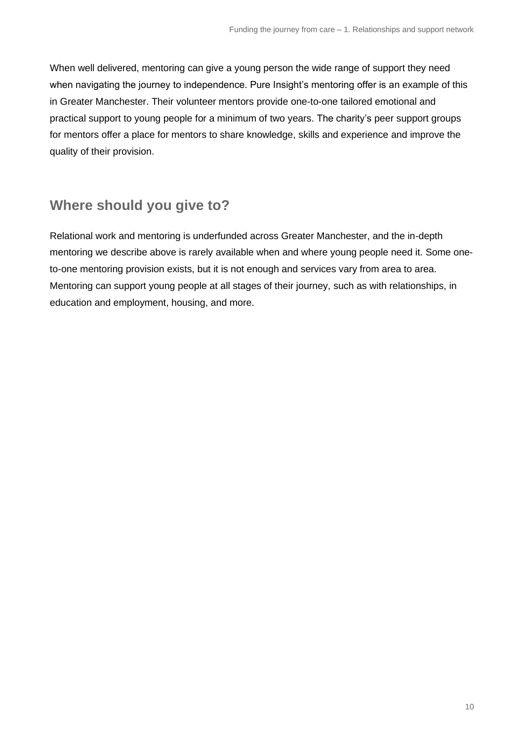When well delivered, mentoring can give a young person the wide range of support they need when navigating the journey to independence. Pure Insight's mentoring offer is an example of this in Greater Manchester. Their volunteer mentors provide one-to-one tailored emotional and practical support to young people for a minimum of two years. The charity's peer support groups for mentors offer a place for mentors to share knowledge, skills and experience and improve the quality of their provision.

## Where should you give to?

Relational work and mentoring is underfunded across Greater Manchester, and the in-depth mentoring we describe above is rarely available when and where young people need it. Some one-to-one mentoring provision exists, but it is not enough and services vary from area to area. Mentoring can support young people at all stages of their journey, such as with relationships, in education and employment, housing, and more.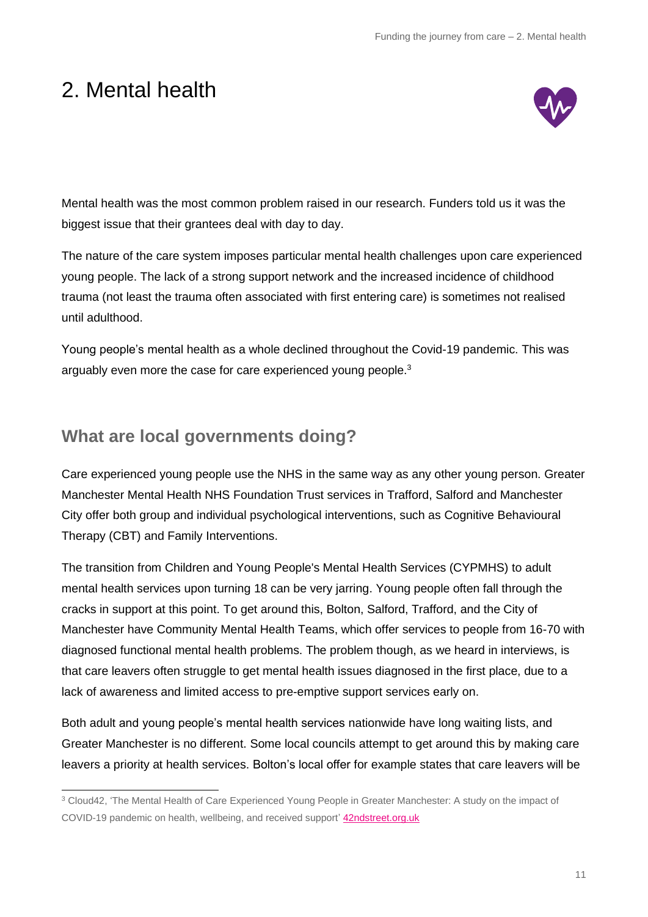# 2. Mental health

Mental health was the most common problem raised in our research. Funders told us it was the biggest issue that their grantees deal with day to day.

The nature of the care system imposes particular mental health challenges upon care experienced young people. The lack of a strong support network and the increased incidence of childhood trauma (not least the trauma often associated with first entering care) is sometimes not realised until adulthood.

Young people's mental health as a whole declined throughout the Covid-19 pandemic. This was arguably even more the case for care experienced young people.[3]

## What are local governments doing?

Care experienced young people use the NHS in the same way as any other young person. Greater Manchester Mental Health NHS Foundation Trust services in Trafford, Salford and Manchester City offer both group and individual psychological interventions, such as Cognitive Behavioural Therapy (CBT) and Family Interventions.

The transition from Children and Young People's Mental Health Services (CYPMHS) to adult mental health services upon turning 18 can be very jarring. Young people often fall through the cracks in support at this point. To get around this, Bolton, Salford, Trafford, and the City of Manchester have Community Mental Health Teams, which offer services to people from 16-70 with diagnosed functional mental health problems. The problem though, as we heard in interviews, is that care leavers often struggle to get mental health issues diagnosed in the first place, due to a lack of awareness and limited access to pre-emptive support services early on.

Both adult and young people's mental health services nationwide have long waiting lists, and Greater Manchester is no different. Some local councils attempt to get around this by making care leavers a priority at health services. Bolton's local offer for example states that care leavers will be

[3] Cloud42, 'The Mental Health of Care Experienced Young People in Greater Manchester: A study on the impact of COVID-19 pandemic on health, wellbeing, and received support' 42ndstreet.org.uk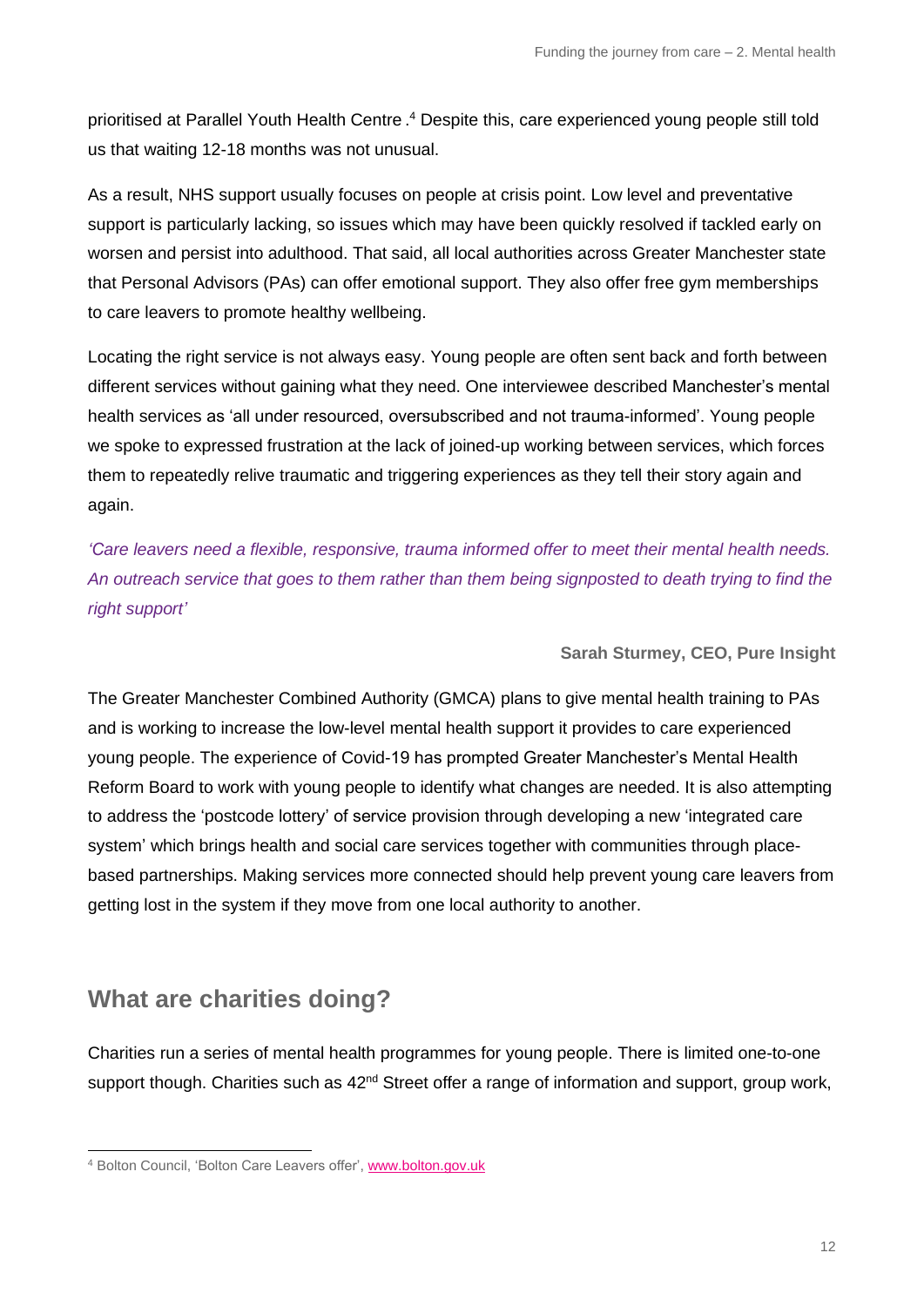prioritised at Parallel Youth Health Centre .[4] Despite this, care experienced young people still told us that waiting 12-18 months was not unusual.

As a result, NHS support usually focuses on people at crisis point. Low level and preventative support is particularly lacking, so issues which may have been quickly resolved if tackled early on worsen and persist into adulthood. That said, all local authorities across Greater Manchester state that Personal Advisors (PAs) can offer emotional support. They also offer free gym memberships to care leavers to promote healthy wellbeing.

Locating the right service is not always easy. Young people are often sent back and forth between different services without gaining what they need. One interviewee described Manchester's mental health services as 'all under resourced, oversubscribed and not trauma-informed'. Young people we spoke to expressed frustration at the lack of joined-up working between services, which forces them to repeatedly relive traumatic and triggering experiences as they tell their story again and again.

*'Care leavers need a flexible, responsive, trauma informed offer to meet their mental health needs. An outreach service that goes to them rather than them being signposted to death trying to find the right support'*

**Sarah Sturmey, CEO, Pure Insight**

The Greater Manchester Combined Authority (GMCA) plans to give mental health training to PAs and is working to increase the low-level mental health support it provides to care experienced young people. The experience of Covid-19 has prompted Greater Manchester's Mental Health Reform Board to work with young people to identify what changes are needed. It is also attempting to address the 'postcode lottery' of service provision through developing a new 'integrated care system' which brings health and social care services together with communities through place-based partnerships. Making services more connected should help prevent young care leavers from getting lost in the system if they move from one local authority to another.

## What are charities doing?

Charities run a series of mental health programmes for young people. There is limited one-to-one support though. Charities such as 42nd Street offer a range of information and support, group work,

[4] Bolton Council, 'Bolton Care Leavers offer', www.bolton.gov.uk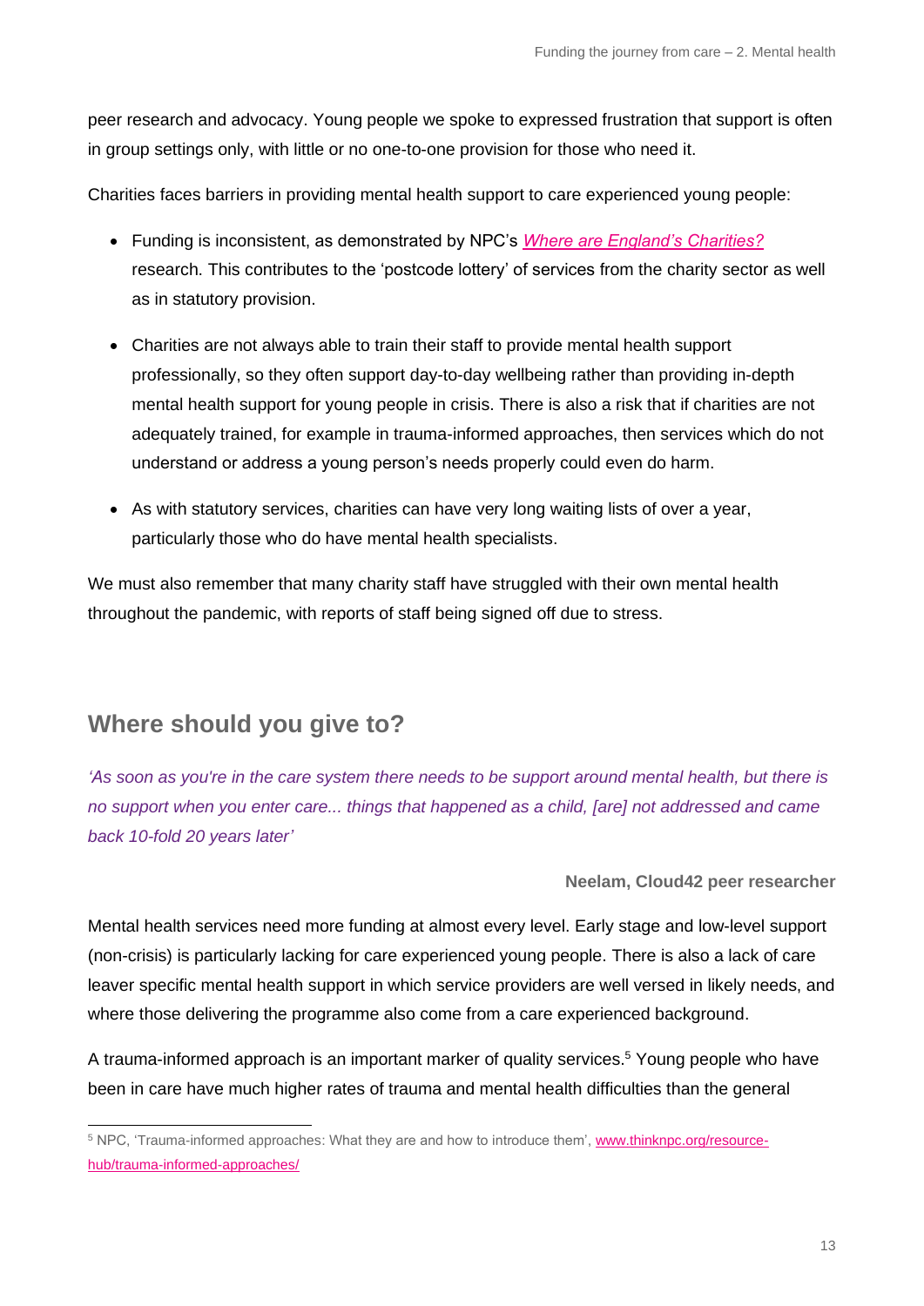peer research and advocacy. Young people we spoke to expressed frustration that support is often in group settings only, with little or no one-to-one provision for those who need it.

Charities faces barriers in providing mental health support to care experienced young people:

- Funding is inconsistent, as demonstrated by NPC's *Where are England's Charities?* research. This contributes to the 'postcode lottery' of services from the charity sector as well as in statutory provision.
- Charities are not always able to train their staff to provide mental health support professionally, so they often support day-to-day wellbeing rather than providing in-depth mental health support for young people in crisis. There is also a risk that if charities are not adequately trained, for example in trauma-informed approaches, then services which do not understand or address a young person's needs properly could even do harm.
- As with statutory services, charities can have very long waiting lists of over a year, particularly those who do have mental health specialists.

We must also remember that many charity staff have struggled with their own mental health throughout the pandemic, with reports of staff being signed off due to stress.

## Where should you give to?

*'As soon as you're in the care system there needs to be support around mental health, but there is no support when you enter care... things that happened as a child, [are] not addressed and came back 10-fold 20 years later'*

**Neelam, Cloud42 peer researcher**

Mental health services need more funding at almost every level. Early stage and low-level support (non-crisis) is particularly lacking for care experienced young people. There is also a lack of care leaver specific mental health support in which service providers are well versed in likely needs, and where those delivering the programme also come from a care experienced background.

A trauma-informed approach is an important marker of quality services.[5] Young people who have been in care have much higher rates of trauma and mental health difficulties than the general

[5] NPC, 'Trauma-informed approaches: What they are and how to introduce them', www.thinknpc.org/resource-hub/trauma-informed-approaches/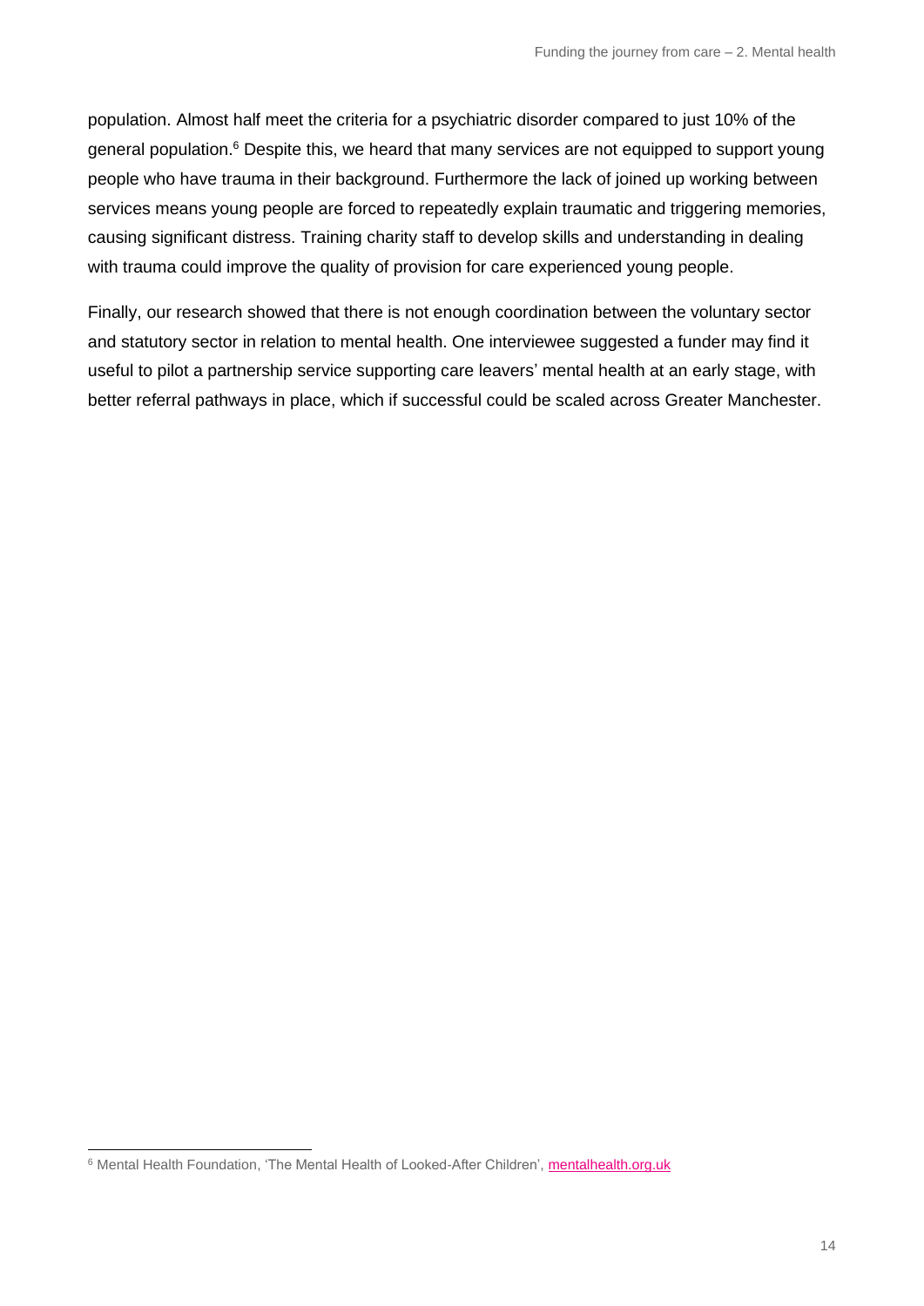population. Almost half meet the criteria for a psychiatric disorder compared to just 10% of the general population.[6] Despite this, we heard that many services are not equipped to support young people who have trauma in their background. Furthermore the lack of joined up working between services means young people are forced to repeatedly explain traumatic and triggering memories, causing significant distress. Training charity staff to develop skills and understanding in dealing with trauma could improve the quality of provision for care experienced young people.

Finally, our research showed that there is not enough coordination between the voluntary sector and statutory sector in relation to mental health. One interviewee suggested a funder may find it useful to pilot a partnership service supporting care leavers' mental health at an early stage, with better referral pathways in place, which if successful could be scaled across Greater Manchester.

[6] Mental Health Foundation, 'The Mental Health of Looked-After Children', mentalhealth.org.uk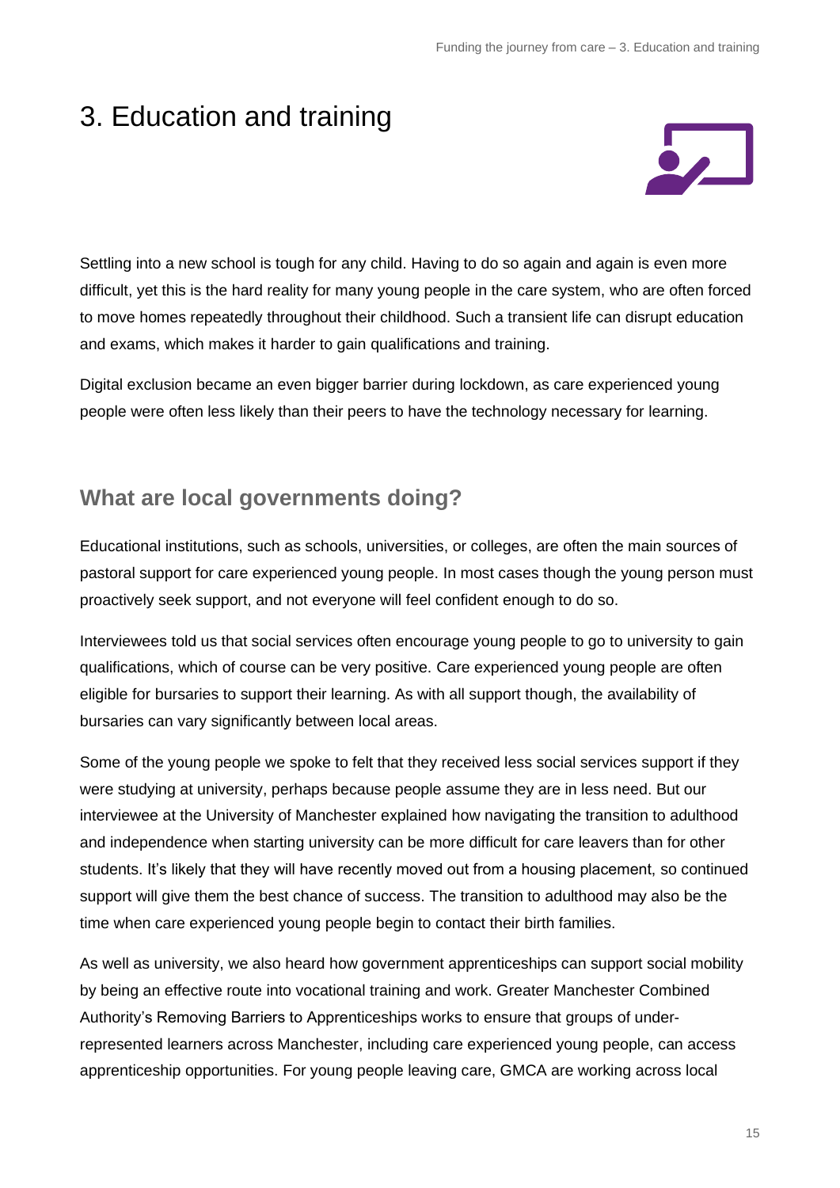# 3. Education and training

Settling into a new school is tough for any child. Having to do so again and again is even more difficult, yet this is the hard reality for many young people in the care system, who are often forced to move homes repeatedly throughout their childhood. Such a transient life can disrupt education and exams, which makes it harder to gain qualifications and training.

Digital exclusion became an even bigger barrier during lockdown, as care experienced young people were often less likely than their peers to have the technology necessary for learning.

## What are local governments doing?

Educational institutions, such as schools, universities, or colleges, are often the main sources of pastoral support for care experienced young people. In most cases though the young person must proactively seek support, and not everyone will feel confident enough to do so.

Interviewees told us that social services often encourage young people to go to university to gain qualifications, which of course can be very positive. Care experienced young people are often eligible for bursaries to support their learning. As with all support though, the availability of bursaries can vary significantly between local areas.

Some of the young people we spoke to felt that they received less social services support if they were studying at university, perhaps because people assume they are in less need. But our interviewee at the University of Manchester explained how navigating the transition to adulthood and independence when starting university can be more difficult for care leavers than for other students. It's likely that they will have recently moved out from a housing placement, so continued support will give them the best chance of success. The transition to adulthood may also be the time when care experienced young people begin to contact their birth families.

As well as university, we also heard how government apprenticeships can support social mobility by being an effective route into vocational training and work. Greater Manchester Combined Authority's Removing Barriers to Apprenticeships works to ensure that groups of under-represented learners across Manchester, including care experienced young people, can access apprenticeship opportunities. For young people leaving care, GMCA are working across local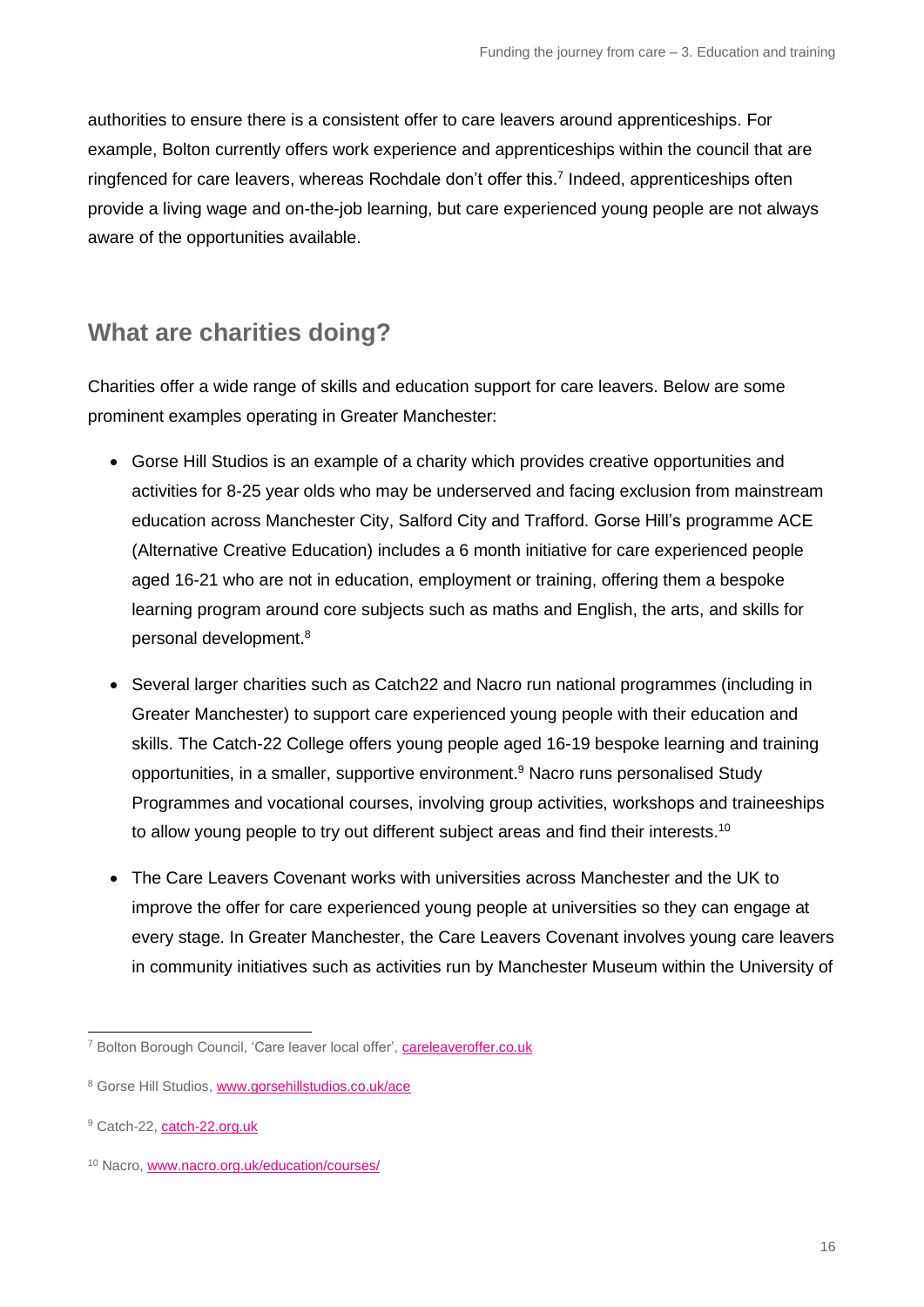authorities to ensure there is a consistent offer to care leavers around apprenticeships. For example, Bolton currently offers work experience and apprenticeships within the council that are ringfenced for care leavers, whereas Rochdale don't offer this.[7] Indeed, apprenticeships often provide a living wage and on-the-job learning, but care experienced young people are not always aware of the opportunities available.

## What are charities doing?

Charities offer a wide range of skills and education support for care leavers. Below are some prominent examples operating in Greater Manchester:

- Gorse Hill Studios is an example of a charity which provides creative opportunities and activities for 8-25 year olds who may be underserved and facing exclusion from mainstream education across Manchester City, Salford City and Trafford. Gorse Hill's programme ACE (Alternative Creative Education) includes a 6 month initiative for care experienced people aged 16-21 who are not in education, employment or training, offering them a bespoke learning program around core subjects such as maths and English, the arts, and skills for personal development.[8]
- Several larger charities such as Catch22 and Nacro run national programmes (including in Greater Manchester) to support care experienced young people with their education and skills. The Catch-22 College offers young people aged 16-19 bespoke learning and training opportunities, in a smaller, supportive environment.[9] Nacro runs personalised Study Programmes and vocational courses, involving group activities, workshops and traineeships to allow young people to try out different subject areas and find their interests.[10]
- The Care Leavers Covenant works with universities across Manchester and the UK to improve the offer for care experienced young people at universities so they can engage at every stage. In Greater Manchester, the Care Leavers Covenant involves young care leavers in community initiatives such as activities run by Manchester Museum within the University of

---

[7] Bolton Borough Council, 'Care leaver local offer', careleaveroffer.co.uk

[8] Gorse Hill Studios, www.gorsehillstudios.co.uk/ace

[9] Catch-22, catch-22.org.uk

[10] Nacro, www.nacro.org.uk/education/courses/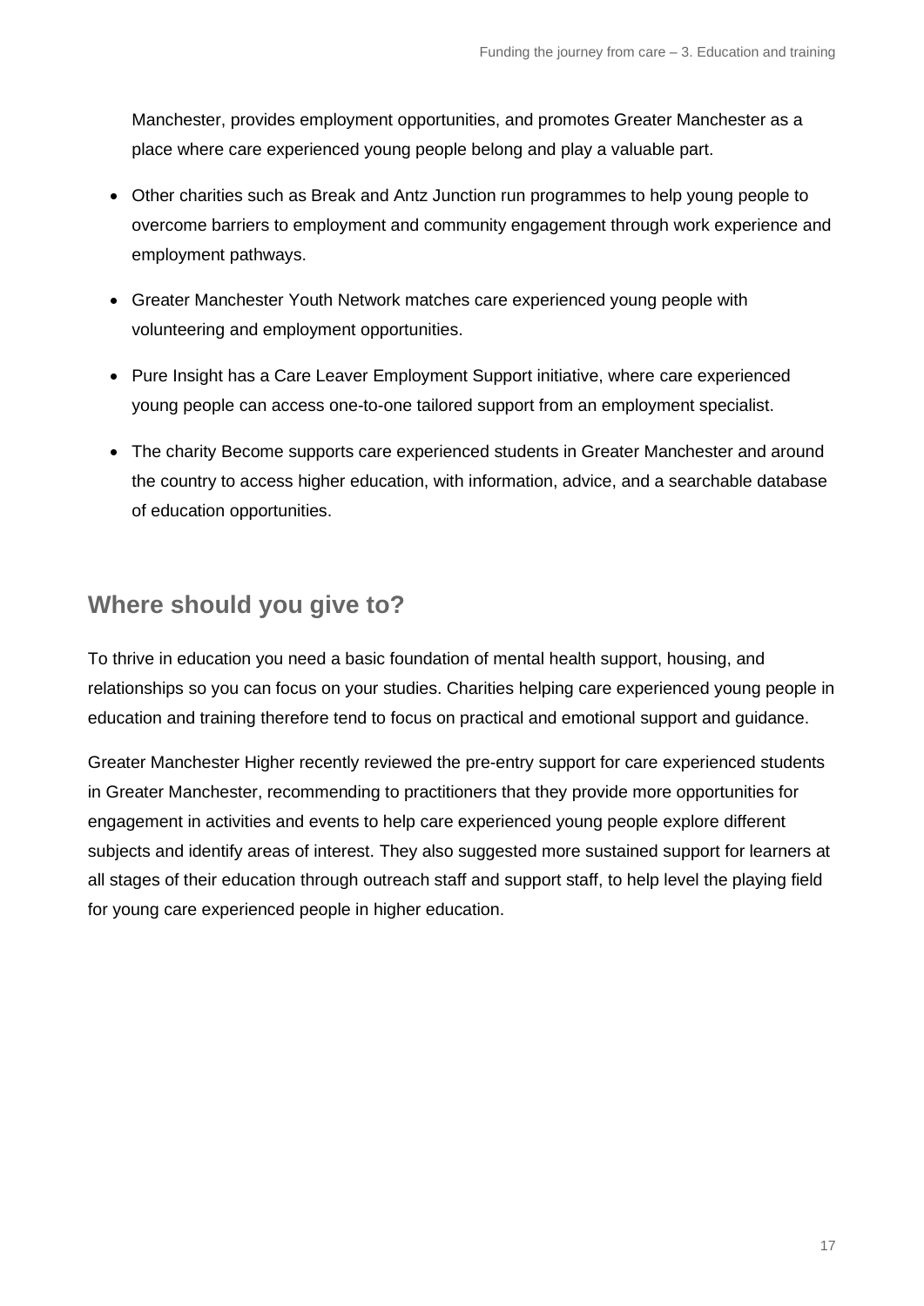Manchester, provides employment opportunities, and promotes Greater Manchester as a place where care experienced young people belong and play a valuable part.

- Other charities such as Break and Antz Junction run programmes to help young people to overcome barriers to employment and community engagement through work experience and employment pathways.
- Greater Manchester Youth Network matches care experienced young people with volunteering and employment opportunities.
- Pure Insight has a Care Leaver Employment Support initiative, where care experienced young people can access one-to-one tailored support from an employment specialist.
- The charity Become supports care experienced students in Greater Manchester and around the country to access higher education, with information, advice, and a searchable database of education opportunities.

## Where should you give to?

To thrive in education you need a basic foundation of mental health support, housing, and relationships so you can focus on your studies. Charities helping care experienced young people in education and training therefore tend to focus on practical and emotional support and guidance.

Greater Manchester Higher recently reviewed the pre-entry support for care experienced students in Greater Manchester, recommending to practitioners that they provide more opportunities for engagement in activities and events to help care experienced young people explore different subjects and identify areas of interest. They also suggested more sustained support for learners at all stages of their education through outreach staff and support staff, to help level the playing field for young care experienced people in higher education.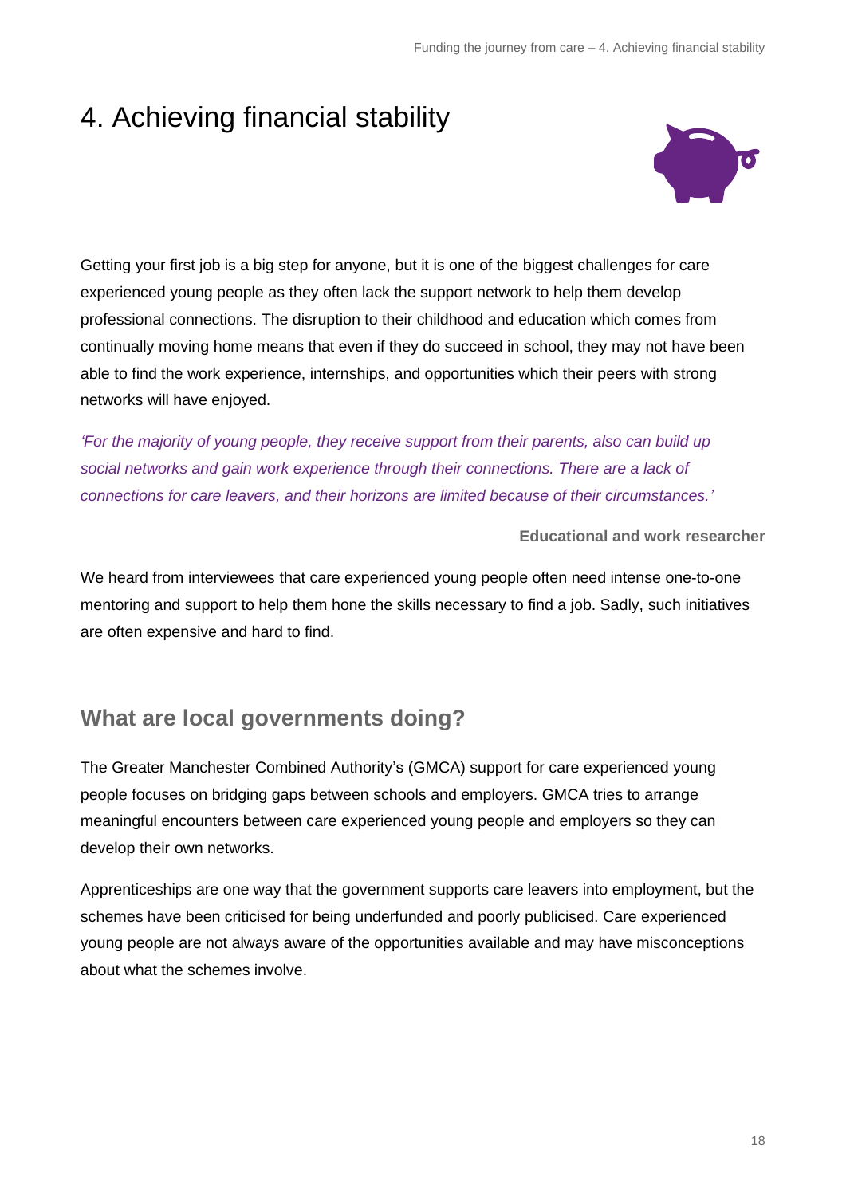# 4. Achieving financial stability

Getting your first job is a big step for anyone, but it is one of the biggest challenges for care experienced young people as they often lack the support network to help them develop professional connections. The disruption to their childhood and education which comes from continually moving home means that even if they do succeed in school, they may not have been able to find the work experience, internships, and opportunities which their peers with strong networks will have enjoyed.

*'For the majority of young people, they receive support from their parents, also can build up social networks and gain work experience through their connections. There are a lack of connections for care leavers, and their horizons are limited because of their circumstances.'*

**Educational and work researcher**

We heard from interviewees that care experienced young people often need intense one-to-one mentoring and support to help them hone the skills necessary to find a job. Sadly, such initiatives are often expensive and hard to find.

## What are local governments doing?

The Greater Manchester Combined Authority's (GMCA) support for care experienced young people focuses on bridging gaps between schools and employers. GMCA tries to arrange meaningful encounters between care experienced young people and employers so they can develop their own networks.

Apprenticeships are one way that the government supports care leavers into employment, but the schemes have been criticised for being underfunded and poorly publicised. Care experienced young people are not always aware of the opportunities available and may have misconceptions about what the schemes involve.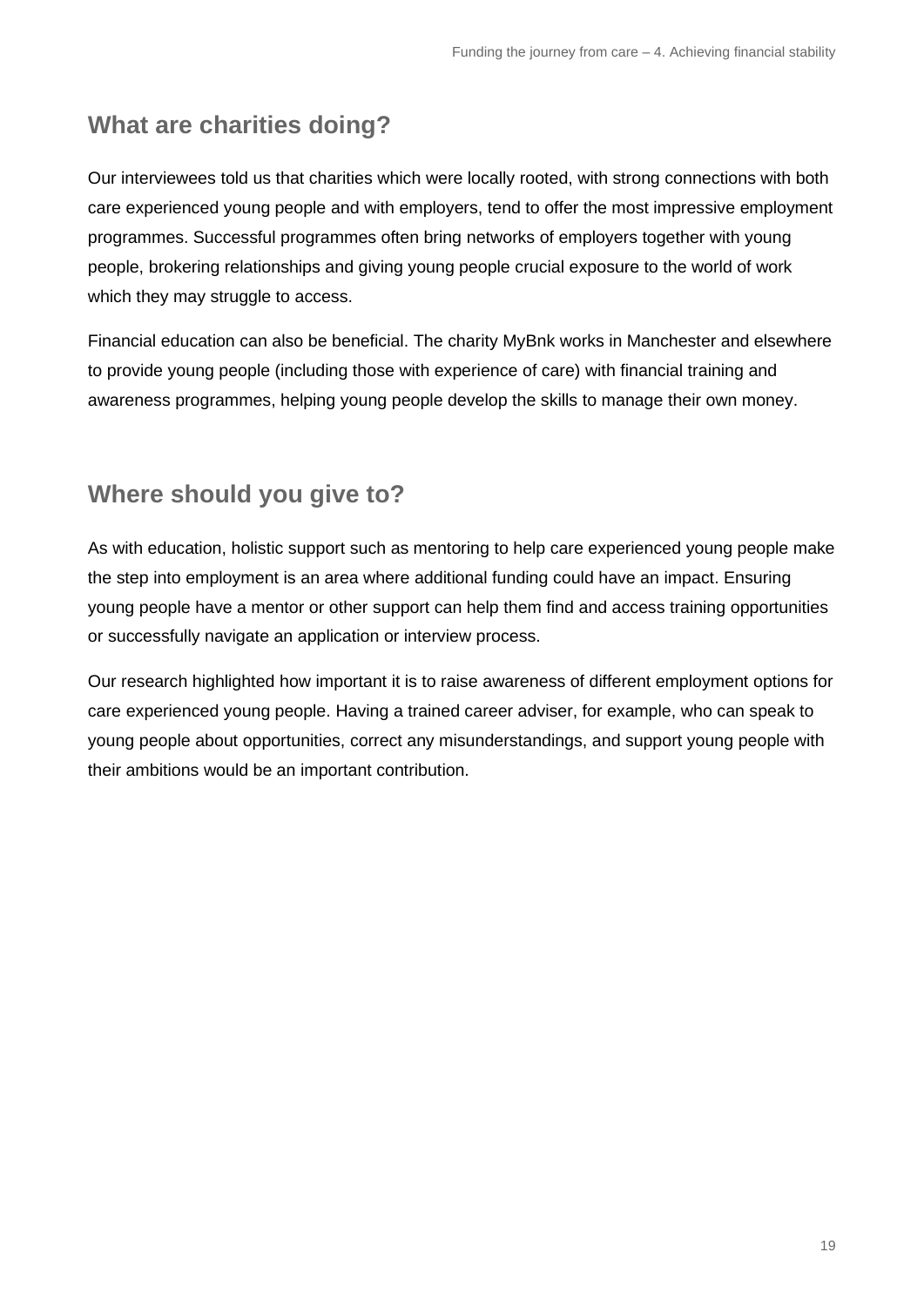## What are charities doing?

Our interviewees told us that charities which were locally rooted, with strong connections with both care experienced young people and with employers, tend to offer the most impressive employment programmes. Successful programmes often bring networks of employers together with young people, brokering relationships and giving young people crucial exposure to the world of work which they may struggle to access.

Financial education can also be beneficial. The charity MyBnk works in Manchester and elsewhere to provide young people (including those with experience of care) with financial training and awareness programmes, helping young people develop the skills to manage their own money.

## Where should you give to?

As with education, holistic support such as mentoring to help care experienced young people make the step into employment is an area where additional funding could have an impact. Ensuring young people have a mentor or other support can help them find and access training opportunities or successfully navigate an application or interview process.

Our research highlighted how important it is to raise awareness of different employment options for care experienced young people. Having a trained career adviser, for example, who can speak to young people about opportunities, correct any misunderstandings, and support young people with their ambitions would be an important contribution.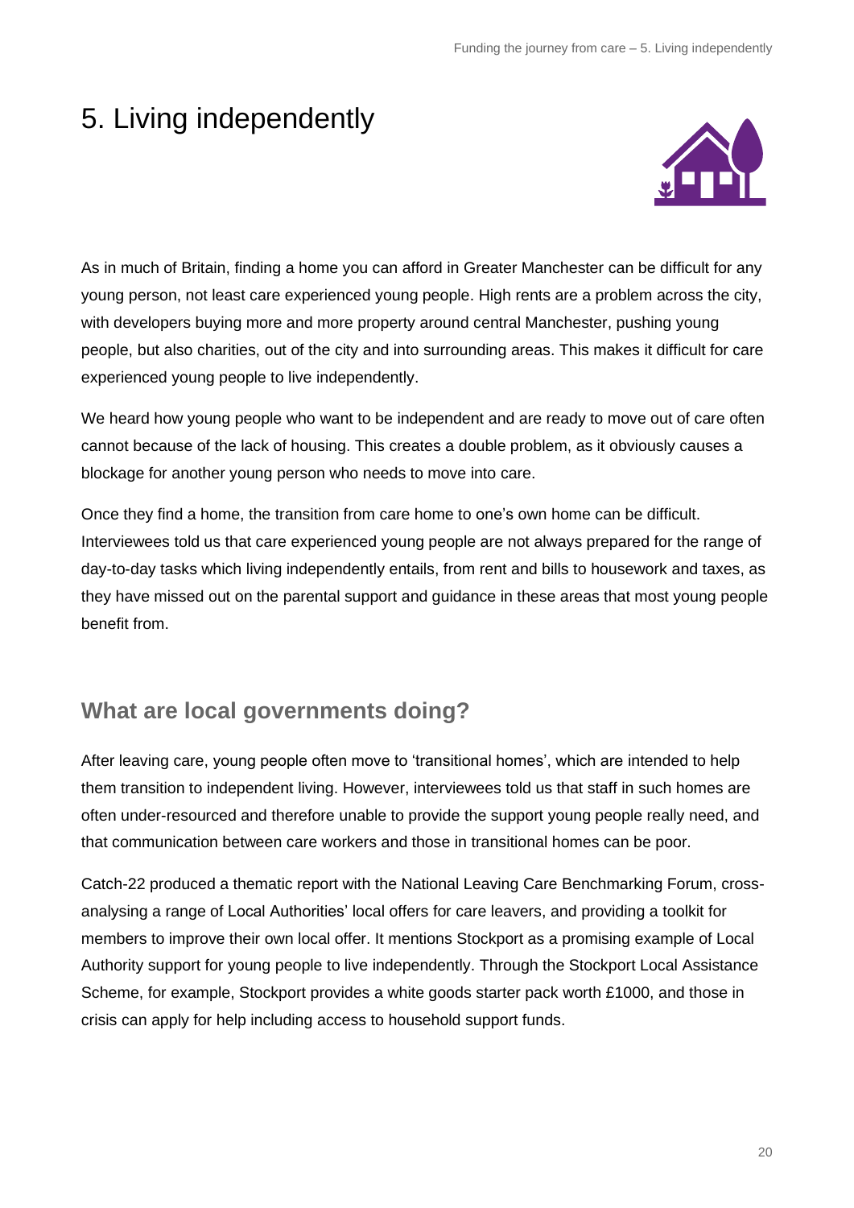# 5. Living independently

As in much of Britain, finding a home you can afford in Greater Manchester can be difficult for any young person, not least care experienced young people. High rents are a problem across the city, with developers buying more and more property around central Manchester, pushing young people, but also charities, out of the city and into surrounding areas. This makes it difficult for care experienced young people to live independently.

We heard how young people who want to be independent and are ready to move out of care often cannot because of the lack of housing. This creates a double problem, as it obviously causes a blockage for another young person who needs to move into care.

Once they find a home, the transition from care home to one's own home can be difficult. Interviewees told us that care experienced young people are not always prepared for the range of day-to-day tasks which living independently entails, from rent and bills to housework and taxes, as they have missed out on the parental support and guidance in these areas that most young people benefit from.

## What are local governments doing?

After leaving care, young people often move to 'transitional homes', which are intended to help them transition to independent living. However, interviewees told us that staff in such homes are often under-resourced and therefore unable to provide the support young people really need, and that communication between care workers and those in transitional homes can be poor.

Catch-22 produced a thematic report with the National Leaving Care Benchmarking Forum, cross-analysing a range of Local Authorities' local offers for care leavers, and providing a toolkit for members to improve their own local offer. It mentions Stockport as a promising example of Local Authority support for young people to live independently. Through the Stockport Local Assistance Scheme, for example, Stockport provides a white goods starter pack worth £1000, and those in crisis can apply for help including access to household support funds.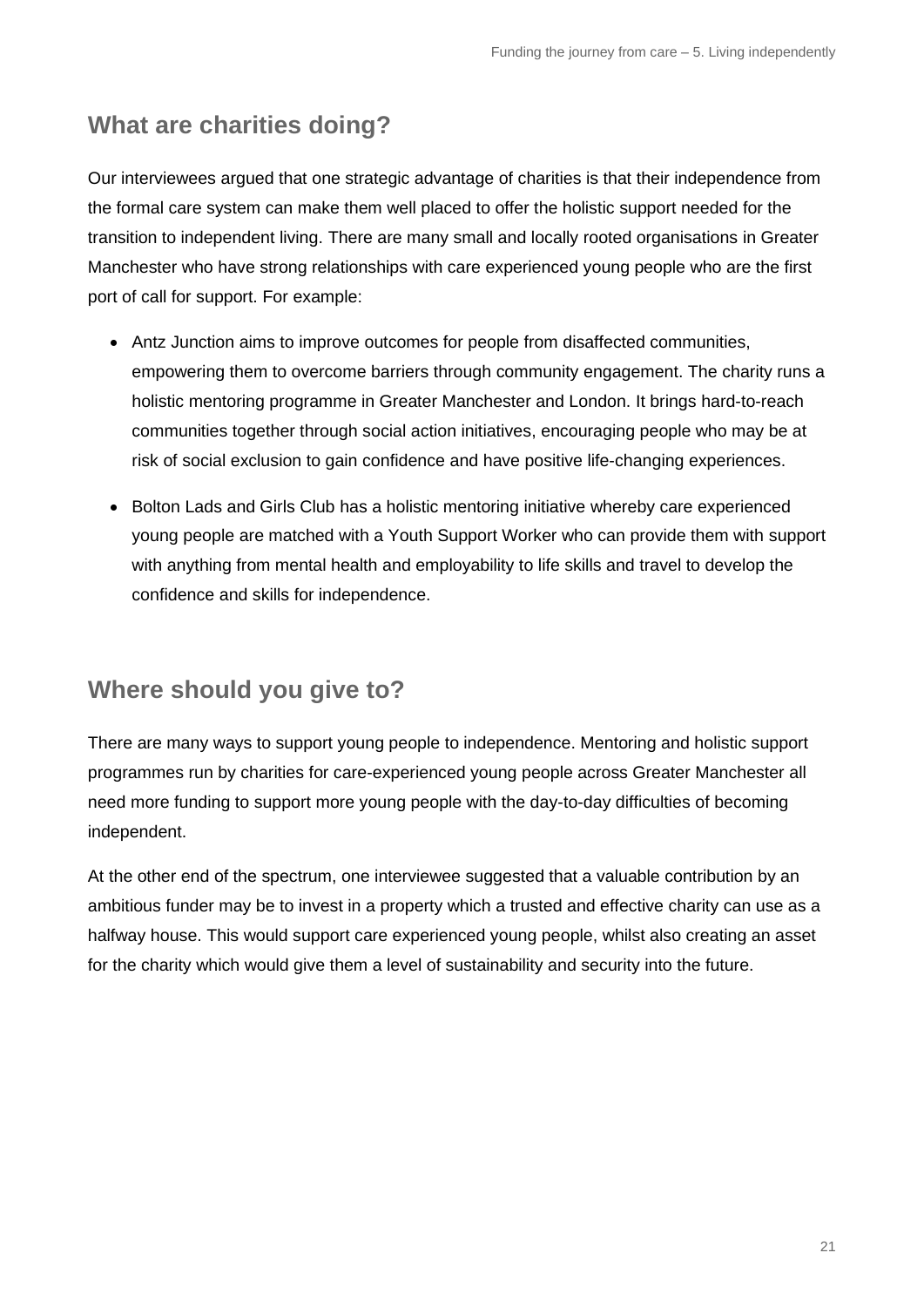## What are charities doing?

Our interviewees argued that one strategic advantage of charities is that their independence from the formal care system can make them well placed to offer the holistic support needed for the transition to independent living. There are many small and locally rooted organisations in Greater Manchester who have strong relationships with care experienced young people who are the first port of call for support. For example:

- Antz Junction aims to improve outcomes for people from disaffected communities, empowering them to overcome barriers through community engagement. The charity runs a holistic mentoring programme in Greater Manchester and London. It brings hard-to-reach communities together through social action initiatives, encouraging people who may be at risk of social exclusion to gain confidence and have positive life-changing experiences.
- Bolton Lads and Girls Club has a holistic mentoring initiative whereby care experienced young people are matched with a Youth Support Worker who can provide them with support with anything from mental health and employability to life skills and travel to develop the confidence and skills for independence.

## Where should you give to?

There are many ways to support young people to independence. Mentoring and holistic support programmes run by charities for care-experienced young people across Greater Manchester all need more funding to support more young people with the day-to-day difficulties of becoming independent.

At the other end of the spectrum, one interviewee suggested that a valuable contribution by an ambitious funder may be to invest in a property which a trusted and effective charity can use as a halfway house. This would support care experienced young people, whilst also creating an asset for the charity which would give them a level of sustainability and security into the future.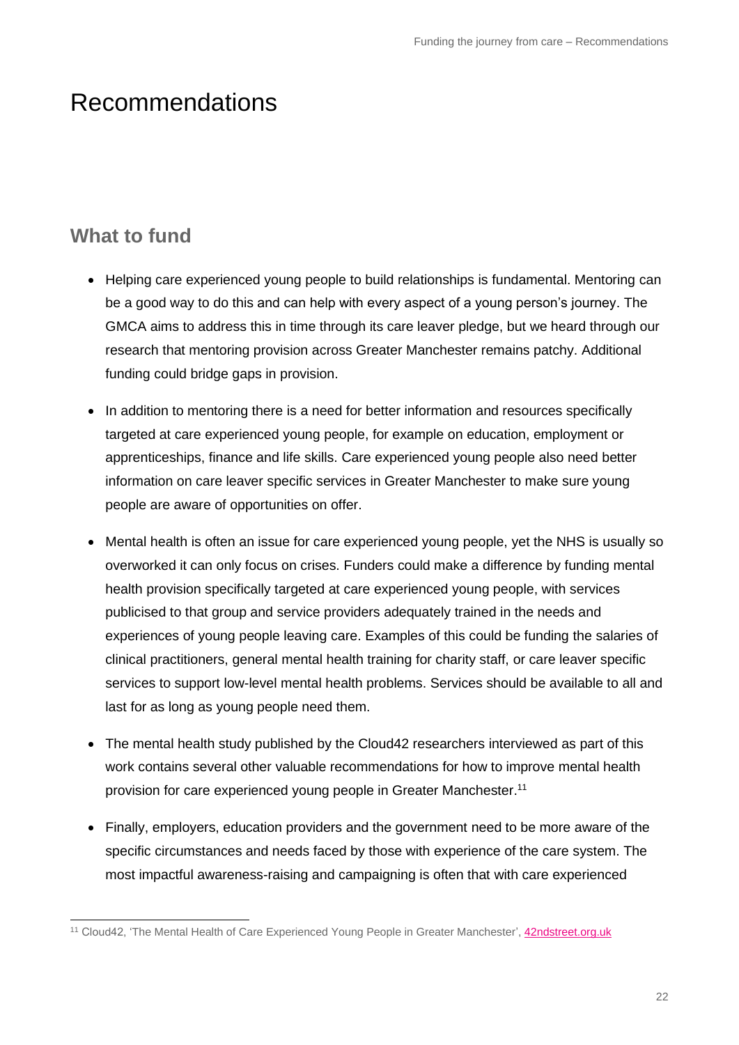# Recommendations

## What to fund

- Helping care experienced young people to build relationships is fundamental. Mentoring can be a good way to do this and can help with every aspect of a young person's journey. The GMCA aims to address this in time through its care leaver pledge, but we heard through our research that mentoring provision across Greater Manchester remains patchy. Additional funding could bridge gaps in provision.
- In addition to mentoring there is a need for better information and resources specifically targeted at care experienced young people, for example on education, employment or apprenticeships, finance and life skills. Care experienced young people also need better information on care leaver specific services in Greater Manchester to make sure young people are aware of opportunities on offer.
- Mental health is often an issue for care experienced young people, yet the NHS is usually so overworked it can only focus on crises. Funders could make a difference by funding mental health provision specifically targeted at care experienced young people, with services publicised to that group and service providers adequately trained in the needs and experiences of young people leaving care. Examples of this could be funding the salaries of clinical practitioners, general mental health training for charity staff, or care leaver specific services to support low-level mental health problems. Services should be available to all and last for as long as young people need them.
- The mental health study published by the Cloud42 researchers interviewed as part of this work contains several other valuable recommendations for how to improve mental health provision for care experienced young people in Greater Manchester.[11]
- Finally, employers, education providers and the government need to be more aware of the specific circumstances and needs faced by those with experience of the care system. The most impactful awareness-raising and campaigning is often that with care experienced

[11] Cloud42, 'The Mental Health of Care Experienced Young People in Greater Manchester', 42ndstreet.org.uk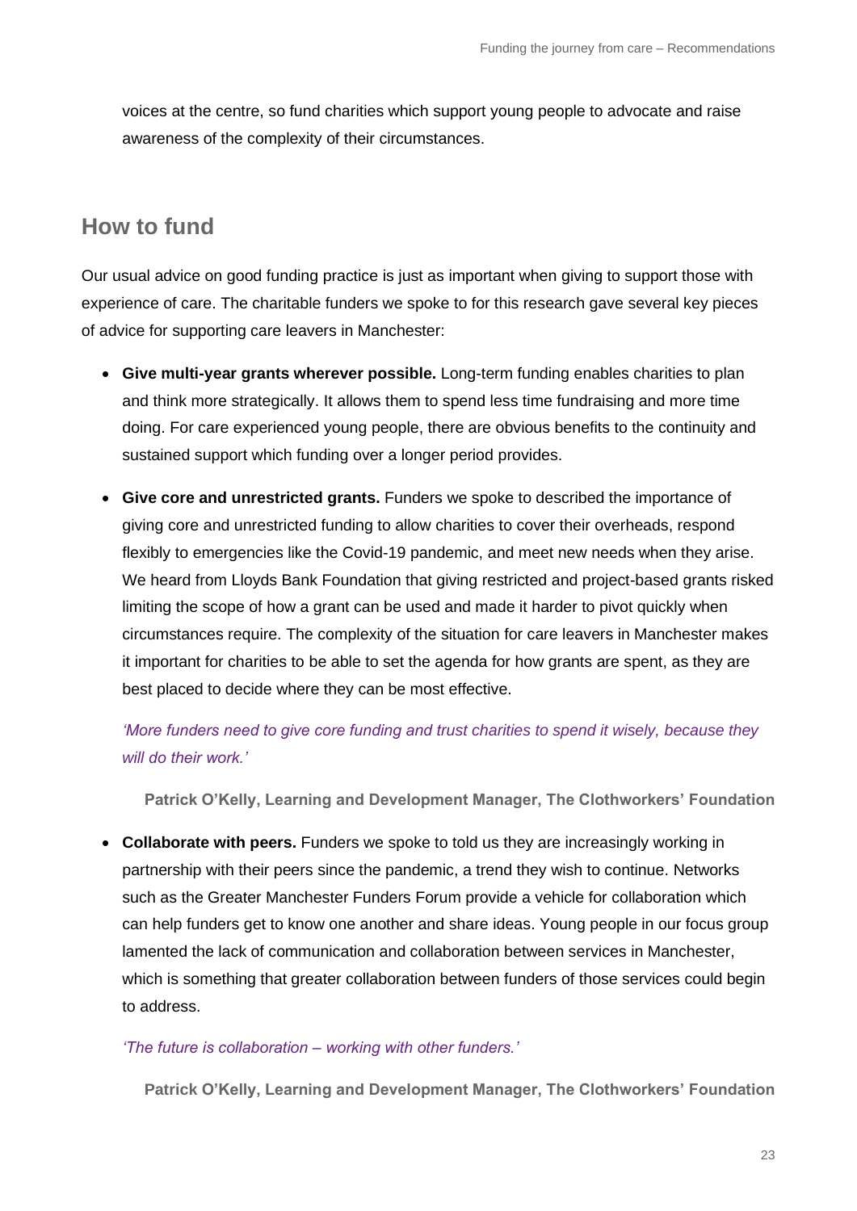voices at the centre, so fund charities which support young people to advocate and raise awareness of the complexity of their circumstances.

## How to fund

Our usual advice on good funding practice is just as important when giving to support those with experience of care. The charitable funders we spoke to for this research gave several key pieces of advice for supporting care leavers in Manchester:

- **Give multi-year grants wherever possible.** Long-term funding enables charities to plan and think more strategically. It allows them to spend less time fundraising and more time doing. For care experienced young people, there are obvious benefits to the continuity and sustained support which funding over a longer period provides.
- **Give core and unrestricted grants.** Funders we spoke to described the importance of giving core and unrestricted funding to allow charities to cover their overheads, respond flexibly to emergencies like the Covid-19 pandemic, and meet new needs when they arise. We heard from Lloyds Bank Foundation that giving restricted and project-based grants risked limiting the scope of how a grant can be used and made it harder to pivot quickly when circumstances require. The complexity of the situation for care leavers in Manchester makes it important for charities to be able to set the agenda for how grants are spent, as they are best placed to decide where they can be most effective.

  *'More funders need to give core funding and trust charities to spend it wisely, because they will do their work.'*

  **Patrick O'Kelly, Learning and Development Manager, The Clothworkers' Foundation**

- **Collaborate with peers.** Funders we spoke to told us they are increasingly working in partnership with their peers since the pandemic, a trend they wish to continue. Networks such as the Greater Manchester Funders Forum provide a vehicle for collaboration which can help funders get to know one another and share ideas. Young people in our focus group lamented the lack of communication and collaboration between services in Manchester, which is something that greater collaboration between funders of those services could begin to address.

  *'The future is collaboration – working with other funders.'*

  **Patrick O'Kelly, Learning and Development Manager, The Clothworkers' Foundation**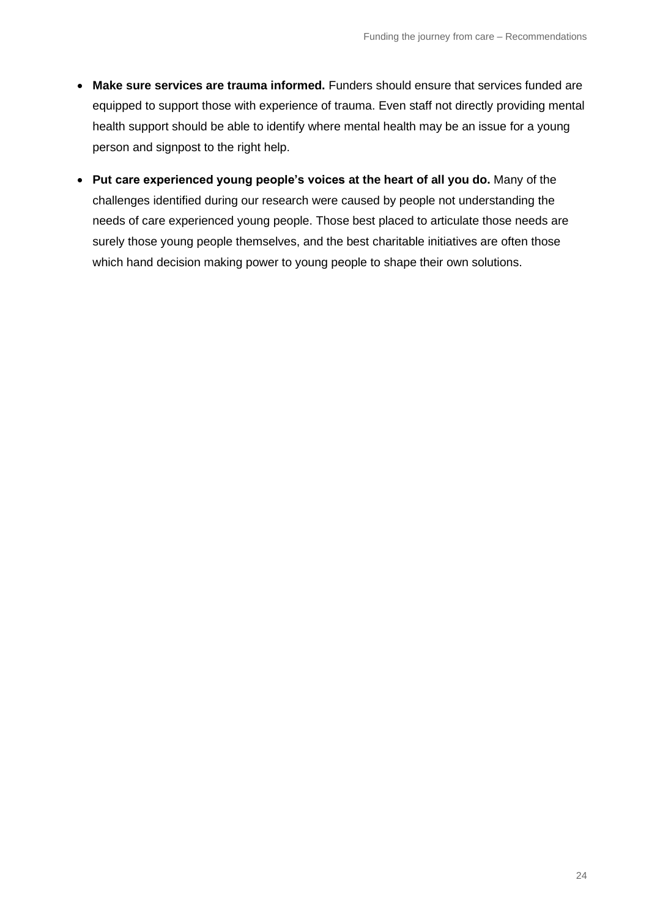- **Make sure services are trauma informed.** Funders should ensure that services funded are equipped to support those with experience of trauma. Even staff not directly providing mental health support should be able to identify where mental health may be an issue for a young person and signpost to the right help.
- **Put care experienced young people's voices at the heart of all you do.** Many of the challenges identified during our research were caused by people not understanding the needs of care experienced young people. Those best placed to articulate those needs are surely those young people themselves, and the best charitable initiatives are often those which hand decision making power to young people to shape their own solutions.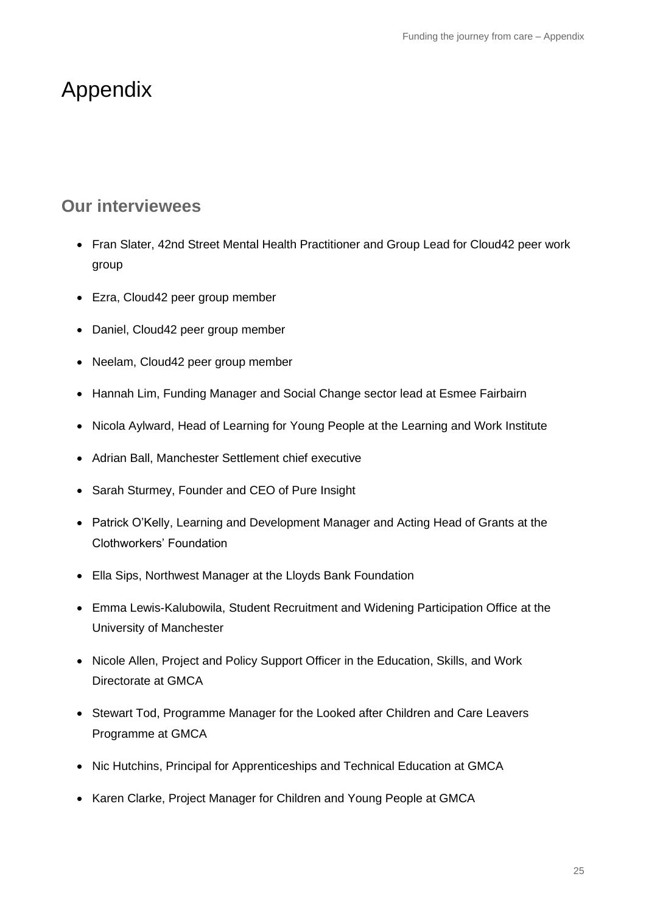# Appendix

## Our interviewees

- Fran Slater, 42nd Street Mental Health Practitioner and Group Lead for Cloud42 peer work group
- Ezra, Cloud42 peer group member
- Daniel, Cloud42 peer group member
- Neelam, Cloud42 peer group member
- Hannah Lim, Funding Manager and Social Change sector lead at Esmee Fairbairn
- Nicola Aylward, Head of Learning for Young People at the Learning and Work Institute
- Adrian Ball, Manchester Settlement chief executive
- Sarah Sturmey, Founder and CEO of Pure Insight
- Patrick O'Kelly, Learning and Development Manager and Acting Head of Grants at the Clothworkers' Foundation
- Ella Sips, Northwest Manager at the Lloyds Bank Foundation
- Emma Lewis-Kalubowila, Student Recruitment and Widening Participation Office at the University of Manchester
- Nicole Allen, Project and Policy Support Officer in the Education, Skills, and Work Directorate at GMCA
- Stewart Tod, Programme Manager for the Looked after Children and Care Leavers Programme at GMCA
- Nic Hutchins, Principal for Apprenticeships and Technical Education at GMCA
- Karen Clarke, Project Manager for Children and Young People at GMCA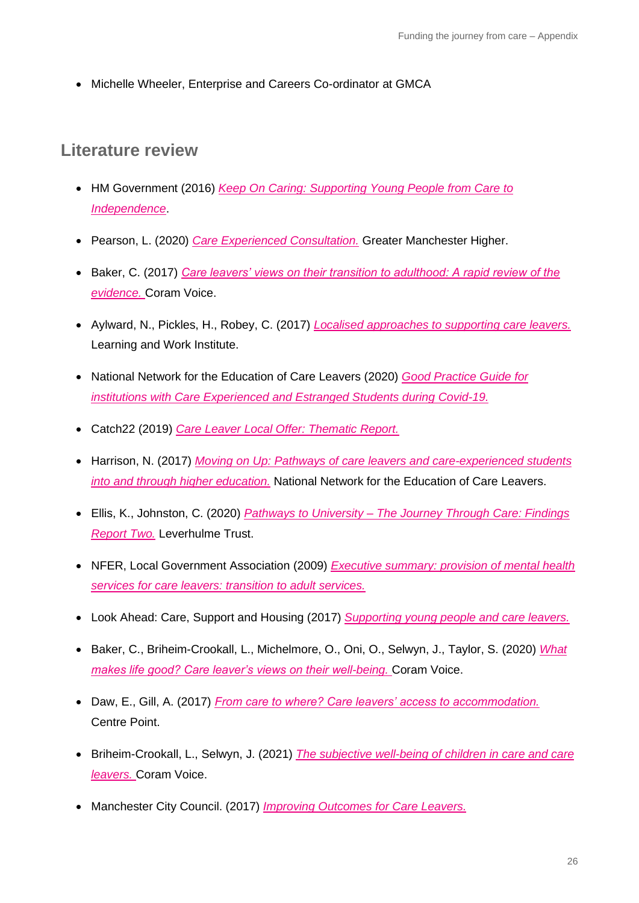- Michelle Wheeler, Enterprise and Careers Co-ordinator at GMCA

## Literature review

- HM Government (2016) *Keep On Caring: Supporting Young People from Care to Independence*.
- Pearson, L. (2020) *Care Experienced Consultation.* Greater Manchester Higher.
- Baker, C. (2017) *Care leavers' views on their transition to adulthood: A rapid review of the evidence.* Coram Voice.
- Aylward, N., Pickles, H., Robey, C. (2017) *Localised approaches to supporting care leavers.* Learning and Work Institute.
- National Network for the Education of Care Leavers (2020) *Good Practice Guide for institutions with Care Experienced and Estranged Students during Covid-19.*
- Catch22 (2019) *Care Leaver Local Offer: Thematic Report.*
- Harrison, N. (2017) *Moving on Up: Pathways of care leavers and care-experienced students into and through higher education.* National Network for the Education of Care Leavers.
- Ellis, K., Johnston, C. (2020) *Pathways to University – The Journey Through Care: Findings Report Two.* Leverhulme Trust.
- NFER, Local Government Association (2009) *Executive summary: provision of mental health services for care leavers: transition to adult services.*
- Look Ahead: Care, Support and Housing (2017) *Supporting young people and care leavers.*
- Baker, C., Briheim-Crookall, L., Michelmore, O., Oni, O., Selwyn, J., Taylor, S. (2020) *What makes life good? Care leaver's views on their well-being.* Coram Voice.
- Daw, E., Gill, A. (2017) *From care to where? Care leavers' access to accommodation.* Centre Point.
- Briheim-Crookall, L., Selwyn, J. (2021) *The subjective well-being of children in care and care leavers.* Coram Voice.
- Manchester City Council. (2017) *Improving Outcomes for Care Leavers.*